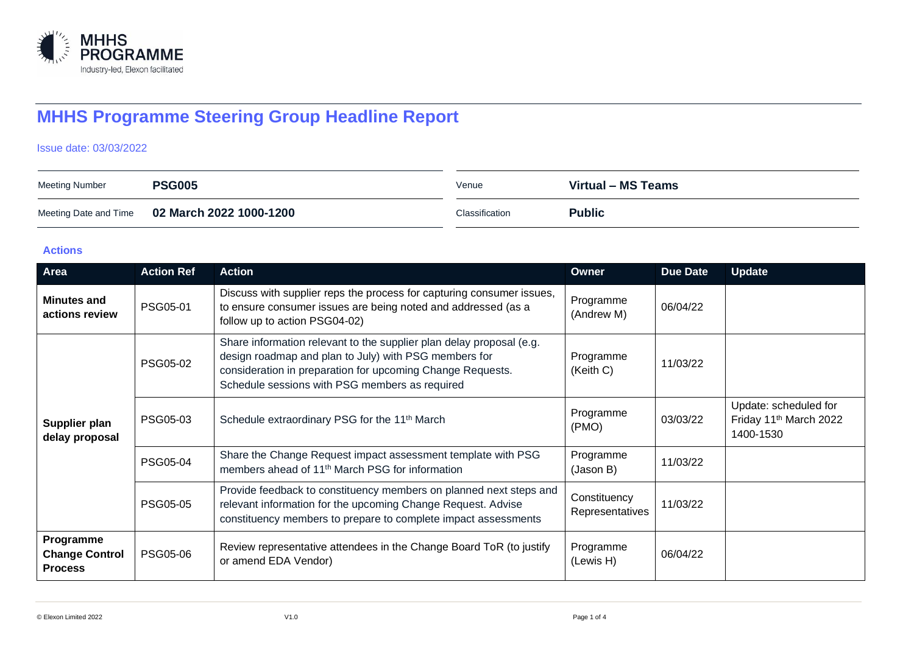MHHS PROGRAMME
Industry-led, Elexon facilitated

# MHHS Programme Steering Group Headline Report

Issue date: 03/03/2022

| Meeting Number | **PSG005** | Venue | **Virtual – MS Teams** |
|---|---|---|---|
| Meeting Date and Time | **02 March 2022 1000-1200** | Classification | **Public** |

## Actions

| Area | Action Ref | Action | Owner | Due Date | Update |
|---|---|---|---|---|---|
| **Minutes and actions review** | PSG05-01 | Discuss with supplier reps the process for capturing consumer issues, to ensure consumer issues are being noted and addressed (as a follow up to action PSG04-02) | Programme (Andrew M) | 06/04/22 | |
| **Supplier plan delay proposal** | PSG05-02 | Share information relevant to the supplier plan delay proposal (e.g. design roadmap and plan to July) with PSG members for consideration in preparation for upcoming Change Requests. Schedule sessions with PSG members as required | Programme (Keith C) | 11/03/22 | |
| | PSG05-03 | Schedule extraordinary PSG for the 11th March | Programme (PMO) | 03/03/22 | Update: scheduled for Friday 11th March 2022 1400-1530 |
| | PSG05-04 | Share the Change Request impact assessment template with PSG members ahead of 11th March PSG for information | Programme (Jason B) | 11/03/22 | |
| | PSG05-05 | Provide feedback to constituency members on planned next steps and relevant information for the upcoming Change Request. Advise constituency members to prepare to complete impact assessments | Constituency Representatives | 11/03/22 | |
| **Programme Change Control Process** | PSG05-06 | Review representative attendees in the Change Board ToR (to justify or amend EDA Vendor) | Programme (Lewis H) | 06/04/22 | |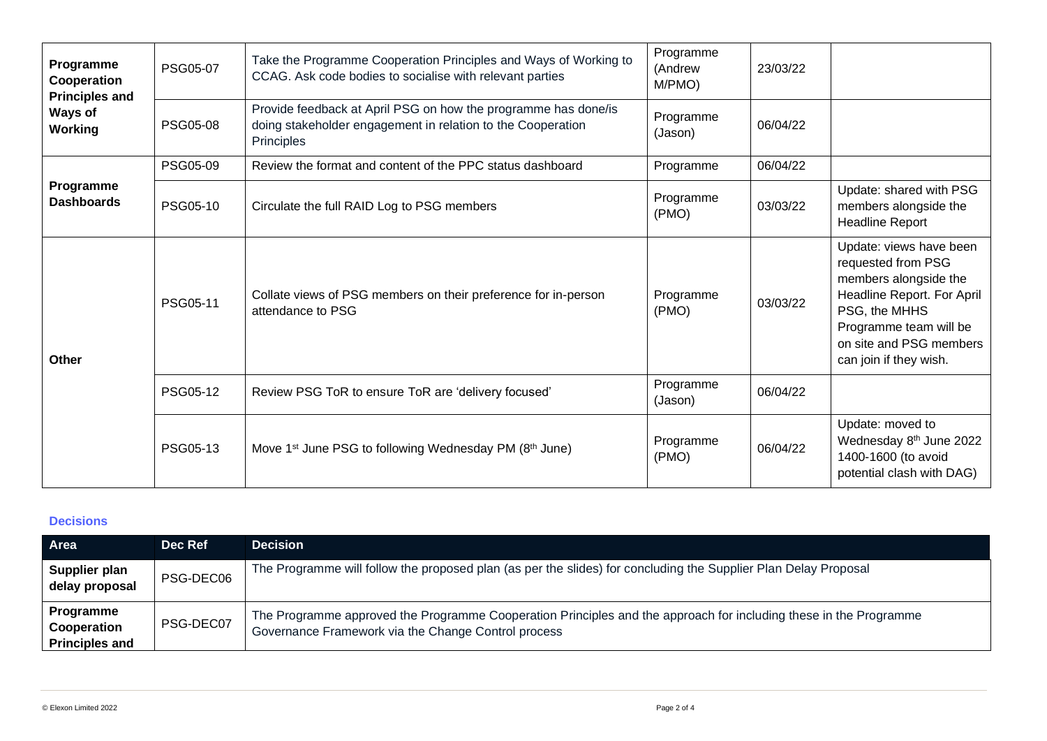| | | | | | |
|---|---|---|---|---|---|
| **Programme Cooperation Principles and Ways of Working** | PSG05-07 | Take the Programme Cooperation Principles and Ways of Working to CCAG. Ask code bodies to socialise with relevant parties | Programme (Andrew M/PMO) | 23/03/22 | |
| | PSG05-08 | Provide feedback at April PSG on how the programme has done/is doing stakeholder engagement in relation to the Cooperation Principles | Programme (Jason) | 06/04/22 | |
| **Programme Dashboards** | PSG05-09 | Review the format and content of the PPC status dashboard | Programme | 06/04/22 | |
| | PSG05-10 | Circulate the full RAID Log to PSG members | Programme (PMO) | 03/03/22 | Update: shared with PSG members alongside the Headline Report |
| **Other** | PSG05-11 | Collate views of PSG members on their preference for in-person attendance to PSG | Programme (PMO) | 03/03/22 | Update: views have been requested from PSG members alongside the Headline Report. For April PSG, the MHHS Programme team will be on site and PSG members can join if they wish. |
| | PSG05-12 | Review PSG ToR to ensure ToR are 'delivery focused' | Programme (Jason) | 06/04/22 | |
| | PSG05-13 | Move 1st June PSG to following Wednesday PM (8th June) | Programme (PMO) | 06/04/22 | Update: moved to Wednesday 8th June 2022 1400-1600 (to avoid potential clash with DAG) |

### Decisions

| Area | Dec Ref | Decision |
|---|---|---|
| **Supplier plan delay proposal** | PSG-DEC06 | The Programme will follow the proposed plan (as per the slides) for concluding the Supplier Plan Delay Proposal |
| **Programme Cooperation Principles and** | PSG-DEC07 | The Programme approved the Programme Cooperation Principles and the approach for including these in the Programme Governance Framework via the Change Control process |

© Elexon Limited 2022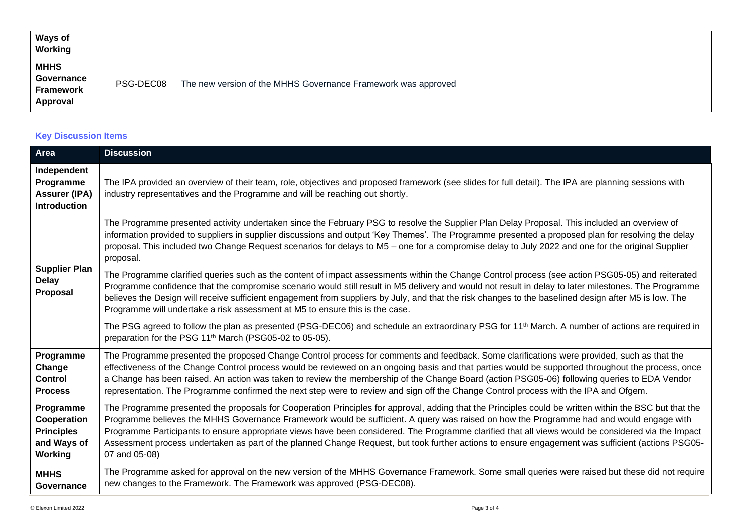| | | |
|---|---|---|
| **Ways of Working** | | |
| **MHHS Governance Framework Approval** | PSG-DEC08 | The new version of the MHHS Governance Framework was approved |

### Key Discussion Items

| Area | Discussion |
|---|---|
| **Independent Programme Assurer (IPA) Introduction** | The IPA provided an overview of their team, role, objectives and proposed framework (see slides for full detail). The IPA are planning sessions with industry representatives and the Programme and will be reaching out shortly. |
| **Supplier Plan Delay Proposal** | The Programme presented activity undertaken since the February PSG to resolve the Supplier Plan Delay Proposal. This included an overview of information provided to suppliers in supplier discussions and output 'Key Themes'. The Programme presented a proposed plan for resolving the delay proposal. This included two Change Request scenarios for delays to M5 – one for a compromise delay to July 2022 and one for the original Supplier proposal.<br><br>The Programme clarified queries such as the content of impact assessments within the Change Control process (see action PSG05-05) and reiterated Programme confidence that the compromise scenario would still result in M5 delivery and would not result in delay to later milestones. The Programme believes the Design will receive sufficient engagement from suppliers by July, and that the risk changes to the baselined design after M5 is low. The Programme will undertake a risk assessment at M5 to ensure this is the case.<br><br>The PSG agreed to follow the plan as presented (PSG-DEC06) and schedule an extraordinary PSG for 11th March. A number of actions are required in preparation for the PSG 11th March (PSG05-02 to 05-05). |
| **Programme Change Control Process** | The Programme presented the proposed Change Control process for comments and feedback. Some clarifications were provided, such as that the effectiveness of the Change Control process would be reviewed on an ongoing basis and that parties would be supported throughout the process, once a Change has been raised. An action was taken to review the membership of the Change Board (action PSG05-06) following queries to EDA Vendor representation. The Programme confirmed the next step were to review and sign off the Change Control process with the IPA and Ofgem. |
| **Programme Cooperation Principles and Ways of Working** | The Programme presented the proposals for Cooperation Principles for approval, adding that the Principles could be written within the BSC but that the Programme believes the MHHS Governance Framework would be sufficient. A query was raised on how the Programme had and would engage with Programme Participants to ensure appropriate views have been considered. The Programme clarified that all views would be considered via the Impact Assessment process undertaken as part of the planned Change Request, but took further actions to ensure engagement was sufficient (actions PSG05-07 and 05-08) |
| **MHHS Governance** | The Programme asked for approval on the new version of the MHHS Governance Framework. Some small queries were raised but these did not require new changes to the Framework. The Framework was approved (PSG-DEC08). |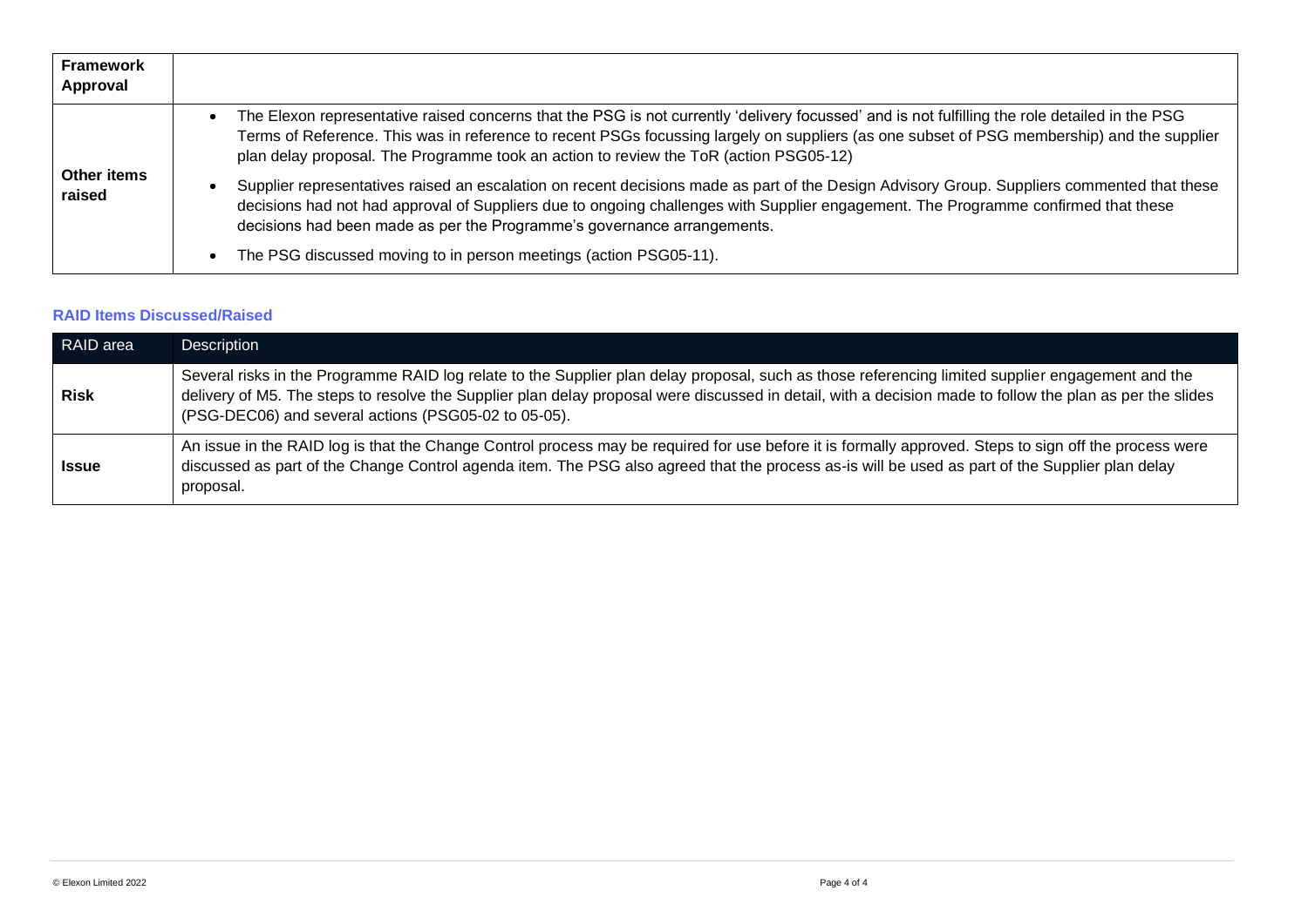| | |
|---|---|
| **Framework Approval** | |
| **Other items raised** | • The Elexon representative raised concerns that the PSG is not currently 'delivery focussed' and is not fulfilling the role detailed in the PSG Terms of Reference. This was in reference to recent PSGs focussing largely on suppliers (as one subset of PSG membership) and the supplier plan delay proposal. The Programme took an action to review the ToR (action PSG05-12)<br>• Supplier representatives raised an escalation on recent decisions made as part of the Design Advisory Group. Suppliers commented that these decisions had not had approval of Suppliers due to ongoing challenges with Supplier engagement. The Programme confirmed that these decisions had been made as per the Programme's governance arrangements.<br>• The PSG discussed moving to in person meetings (action PSG05-11). |

### RAID Items Discussed/Raised

| RAID area | Description |
|---|---|
| **Risk** | Several risks in the Programme RAID log relate to the Supplier plan delay proposal, such as those referencing limited supplier engagement and the delivery of M5. The steps to resolve the Supplier plan delay proposal were discussed in detail, with a decision made to follow the plan as per the slides (PSG-DEC06) and several actions (PSG05-02 to 05-05). |
| **Issue** | An issue in the RAID log is that the Change Control process may be required for use before it is formally approved. Steps to sign off the process were discussed as part of the Change Control agenda item. The PSG also agreed that the process as-is will be used as part of the Supplier plan delay proposal. |

© Elexon Limited 2022